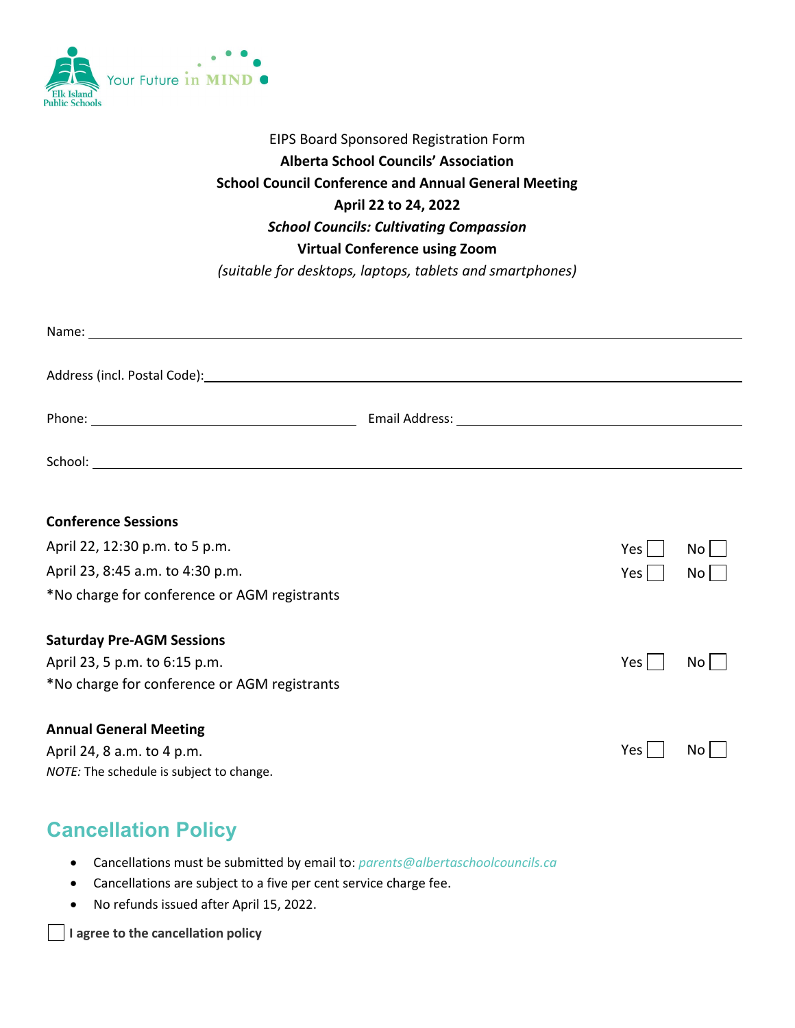Elk Island Public Schools

Your Future in MIND

EIPS Board Sponsored Registration Form

**Alberta School Councils' Association**

**School Council Conference and Annual General Meeting**

**April 22 to 24, 2022**

***School Councils: Cultivating Compassion***

**Virtual Conference using Zoom**

*(suitable for desktops, laptops, tablets and smartphones)*

Name: ______________________________________________

Address (incl. Postal Code): ______________________________________________

Phone: ____________________ Email Address: ____________________

School: ______________________________________________

**Conference Sessions**

| | | |
|---|---|---|
| April 22, 12:30 p.m. to 5 p.m. | Yes ☐ | No ☐ |
| April 23, 8:45 a.m. to 4:30 p.m. | Yes ☐ | No ☐ |

*No charge for conference or AGM registrants

**Saturday Pre-AGM Sessions**

| | | |
|---|---|---|
| April 23, 5 p.m. to 6:15 p.m. | Yes ☐ | No ☐ |

*No charge for conference or AGM registrants

**Annual General Meeting**

| | | |
|---|---|---|
| April 24, 8 a.m. to 4 p.m. | Yes ☐ | No ☐ |

*NOTE:* The schedule is subject to change.

## Cancellation Policy

- Cancellations must be submitted by email to: *parents@albertaschoolcouncils.ca*
- Cancellations are subject to a five per cent service charge fee.
- No refunds issued after April 15, 2022.

☐ **I agree to the cancellation policy**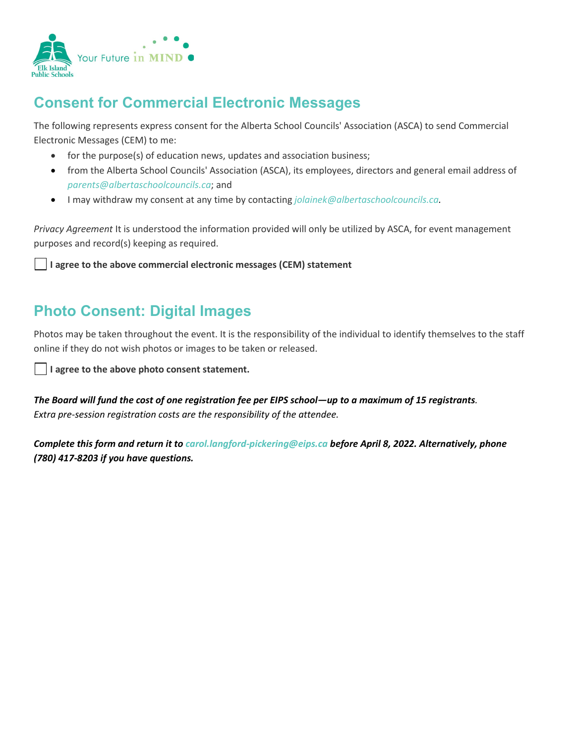## Consent for Commercial Electronic Messages

The following represents express consent for the Alberta School Councils' Association (ASCA) to send Commercial Electronic Messages (CEM) to me:

- for the purpose(s) of education news, updates and association business;
- from the Alberta School Councils' Association (ASCA), its employees, directors and general email address of *parents@albertaschoolcouncils.ca*; and
- I may withdraw my consent at any time by contacting *jolainek@albertaschoolcouncils.ca*.

*Privacy Agreement* It is understood the information provided will only be utilized by ASCA, for event management purposes and record(s) keeping as required.

☐ **I agree to the above commercial electronic messages (CEM) statement**

## Photo Consent: Digital Images

Photos may be taken throughout the event. It is the responsibility of the individual to identify themselves to the staff online if they do not wish photos or images to be taken or released.

☐ **I agree to the above photo consent statement.**

***The Board will fund the cost of one registration fee per EIPS school—up to a maximum of 15 registrants**.*
*Extra pre-session registration costs are the responsibility of the attendee.*

***Complete this form and return it to carol.langford-pickering@eips.ca before April 8, 2022. Alternatively, phone (780) 417-8203 if you have questions.***